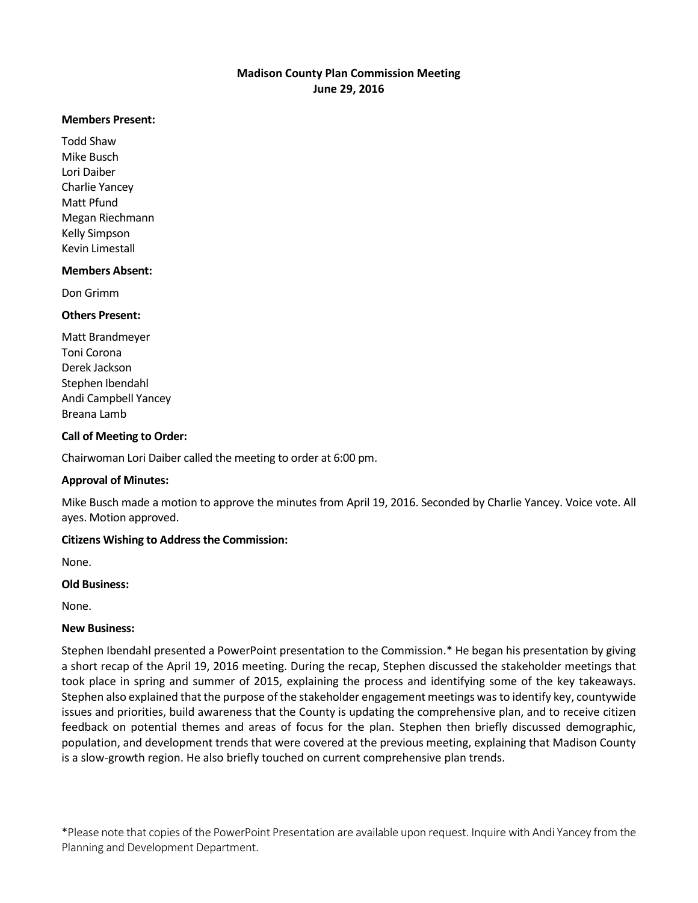**Madison County Plan Commission Meeting**
**June 29, 2016**

**Members Present:**

Todd Shaw
Mike Busch
Lori Daiber
Charlie Yancey
Matt Pfund
Megan Riechmann
Kelly Simpson
Kevin Limestall

**Members Absent:**

Don Grimm

**Others Present:**

Matt Brandmeyer
Toni Corona
Derek Jackson
Stephen Ibendahl
Andi Campbell Yancey
Breana Lamb

**Call of Meeting to Order:**

Chairwoman Lori Daiber called the meeting to order at 6:00 pm.

**Approval of Minutes:**

Mike Busch made a motion to approve the minutes from April 19, 2016. Seconded by Charlie Yancey. Voice vote. All ayes. Motion approved.

**Citizens Wishing to Address the Commission:**

None.

**Old Business:**

None.

**New Business:**

Stephen Ibendahl presented a PowerPoint presentation to the Commission.* He began his presentation by giving a short recap of the April 19, 2016 meeting. During the recap, Stephen discussed the stakeholder meetings that took place in spring and summer of 2015, explaining the process and identifying some of the key takeaways. Stephen also explained that the purpose of the stakeholder engagement meetings was to identify key, countywide issues and priorities, build awareness that the County is updating the comprehensive plan, and to receive citizen feedback on potential themes and areas of focus for the plan. Stephen then briefly discussed demographic, population, and development trends that were covered at the previous meeting, explaining that Madison County is a slow-growth region. He also briefly touched on current comprehensive plan trends.

*Please note that copies of the PowerPoint Presentation are available upon request. Inquire with Andi Yancey from the Planning and Development Department.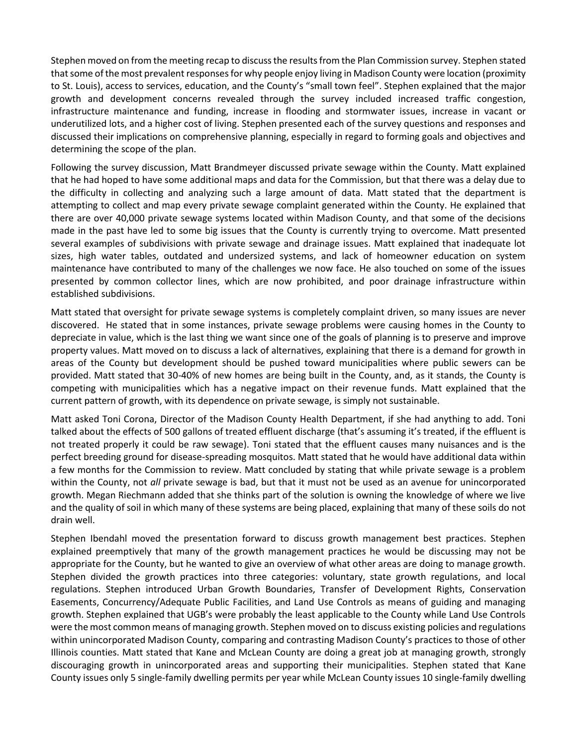Stephen moved on from the meeting recap to discuss the results from the Plan Commission survey. Stephen stated that some of the most prevalent responses for why people enjoy living in Madison County were location (proximity to St. Louis), access to services, education, and the County's "small town feel". Stephen explained that the major growth and development concerns revealed through the survey included increased traffic congestion, infrastructure maintenance and funding, increase in flooding and stormwater issues, increase in vacant or underutilized lots, and a higher cost of living. Stephen presented each of the survey questions and responses and discussed their implications on comprehensive planning, especially in regard to forming goals and objectives and determining the scope of the plan.

Following the survey discussion, Matt Brandmeyer discussed private sewage within the County. Matt explained that he had hoped to have some additional maps and data for the Commission, but that there was a delay due to the difficulty in collecting and analyzing such a large amount of data. Matt stated that the department is attempting to collect and map every private sewage complaint generated within the County. He explained that there are over 40,000 private sewage systems located within Madison County, and that some of the decisions made in the past have led to some big issues that the County is currently trying to overcome. Matt presented several examples of subdivisions with private sewage and drainage issues. Matt explained that inadequate lot sizes, high water tables, outdated and undersized systems, and lack of homeowner education on system maintenance have contributed to many of the challenges we now face. He also touched on some of the issues presented by common collector lines, which are now prohibited, and poor drainage infrastructure within established subdivisions.

Matt stated that oversight for private sewage systems is completely complaint driven, so many issues are never discovered. He stated that in some instances, private sewage problems were causing homes in the County to depreciate in value, which is the last thing we want since one of the goals of planning is to preserve and improve property values. Matt moved on to discuss a lack of alternatives, explaining that there is a demand for growth in areas of the County but development should be pushed toward municipalities where public sewers can be provided. Matt stated that 30-40% of new homes are being built in the County, and, as it stands, the County is competing with municipalities which has a negative impact on their revenue funds. Matt explained that the current pattern of growth, with its dependence on private sewage, is simply not sustainable.

Matt asked Toni Corona, Director of the Madison County Health Department, if she had anything to add. Toni talked about the effects of 500 gallons of treated effluent discharge (that's assuming it's treated, if the effluent is not treated properly it could be raw sewage). Toni stated that the effluent causes many nuisances and is the perfect breeding ground for disease-spreading mosquitos. Matt stated that he would have additional data within a few months for the Commission to review. Matt concluded by stating that while private sewage is a problem within the County, not *all* private sewage is bad, but that it must not be used as an avenue for unincorporated growth. Megan Riechmann added that she thinks part of the solution is owning the knowledge of where we live and the quality of soil in which many of these systems are being placed, explaining that many of these soils do not drain well.

Stephen Ibendahl moved the presentation forward to discuss growth management best practices. Stephen explained preemptively that many of the growth management practices he would be discussing may not be appropriate for the County, but he wanted to give an overview of what other areas are doing to manage growth. Stephen divided the growth practices into three categories: voluntary, state growth regulations, and local regulations. Stephen introduced Urban Growth Boundaries, Transfer of Development Rights, Conservation Easements, Concurrency/Adequate Public Facilities, and Land Use Controls as means of guiding and managing growth. Stephen explained that UGB's were probably the least applicable to the County while Land Use Controls were the most common means of managing growth. Stephen moved on to discuss existing policies and regulations within unincorporated Madison County, comparing and contrasting Madison County's practices to those of other Illinois counties. Matt stated that Kane and McLean County are doing a great job at managing growth, strongly discouraging growth in unincorporated areas and supporting their municipalities. Stephen stated that Kane County issues only 5 single-family dwelling permits per year while McLean County issues 10 single-family dwelling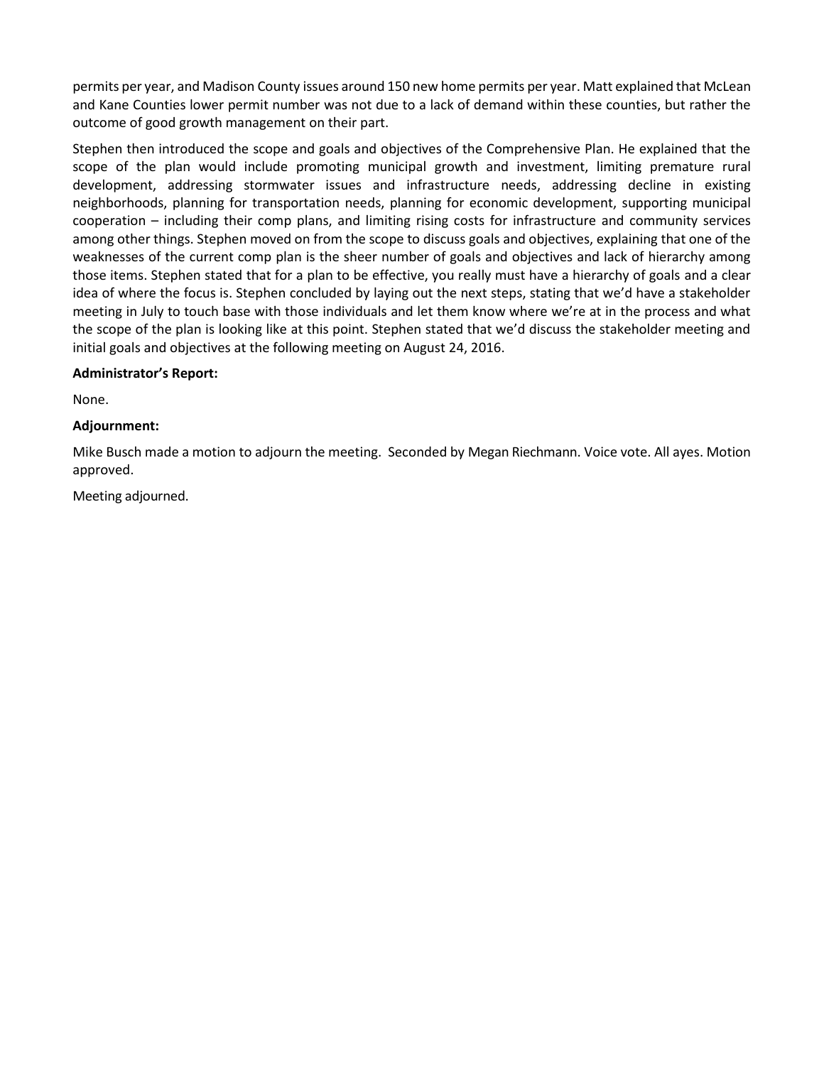permits per year, and Madison County issues around 150 new home permits per year. Matt explained that McLean and Kane Counties lower permit number was not due to a lack of demand within these counties, but rather the outcome of good growth management on their part.

Stephen then introduced the scope and goals and objectives of the Comprehensive Plan. He explained that the scope of the plan would include promoting municipal growth and investment, limiting premature rural development, addressing stormwater issues and infrastructure needs, addressing decline in existing neighborhoods, planning for transportation needs, planning for economic development, supporting municipal cooperation – including their comp plans, and limiting rising costs for infrastructure and community services among other things. Stephen moved on from the scope to discuss goals and objectives, explaining that one of the weaknesses of the current comp plan is the sheer number of goals and objectives and lack of hierarchy among those items. Stephen stated that for a plan to be effective, you really must have a hierarchy of goals and a clear idea of where the focus is. Stephen concluded by laying out the next steps, stating that we'd have a stakeholder meeting in July to touch base with those individuals and let them know where we're at in the process and what the scope of the plan is looking like at this point. Stephen stated that we'd discuss the stakeholder meeting and initial goals and objectives at the following meeting on August 24, 2016.

**Administrator's Report:**

None.

**Adjournment:**

Mike Busch made a motion to adjourn the meeting. Seconded by Megan Riechmann. Voice vote. All ayes. Motion approved.

Meeting adjourned.